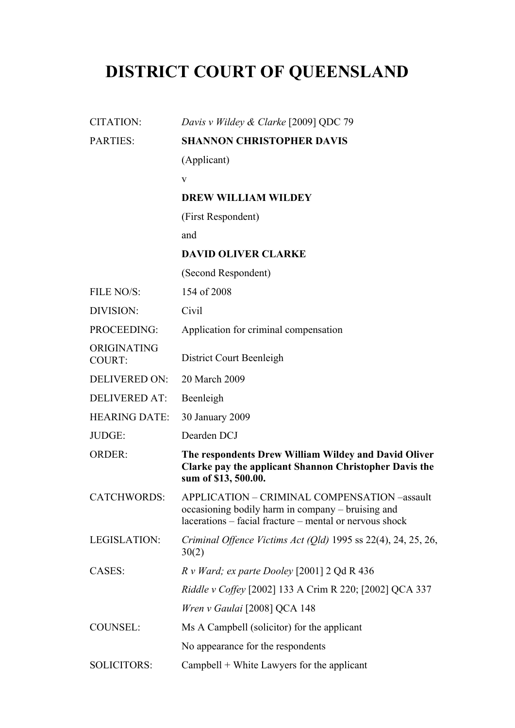# DISTRICT COURT OF QUEENSLAND

| | |
|---|---|
| CITATION: | *Davis v Wildey & Clarke* [2009] QDC 79 |
| PARTIES: | **SHANNON CHRISTOPHER DAVIS** |
| | (Applicant) |
| | v |
| | **DREW WILLIAM WILDEY** |
| | (First Respondent) |
| | and |
| | **DAVID OLIVER CLARKE** |
| | (Second Respondent) |
| FILE NO/S: | 154 of 2008 |
| DIVISION: | Civil |
| PROCEEDING: | Application for criminal compensation |
| ORIGINATING COURT: | District Court Beenleigh |
| DELIVERED ON: | 20 March 2009 |
| DELIVERED AT: | Beenleigh |
| HEARING DATE: | 30 January 2009 |
| JUDGE: | Dearden DCJ |
| ORDER: | **The respondents Drew William Wildey and David Oliver Clarke pay the applicant Shannon Christopher Davis the sum of $13, 500.00.** |
| CATCHWORDS: | APPLICATION – CRIMINAL COMPENSATION –assault occasioning bodily harm in company – bruising and lacerations – facial fracture – mental or nervous shock |
| LEGISLATION: | *Criminal Offence Victims Act (Qld)* 1995 ss 22(4), 24, 25, 26, 30(2) |
| CASES: | *R v Ward; ex parte Dooley* [2001] 2 Qd R 436 |
| | *Riddle v Coffey* [2002] 133 A Crim R 220; [2002] QCA 337 |
| | *Wren v Gaulai* [2008] QCA 148 |
| COUNSEL: | Ms A Campbell (solicitor) for the applicant |
| | No appearance for the respondents |
| SOLICITORS: | Campbell + White Lawyers for the applicant |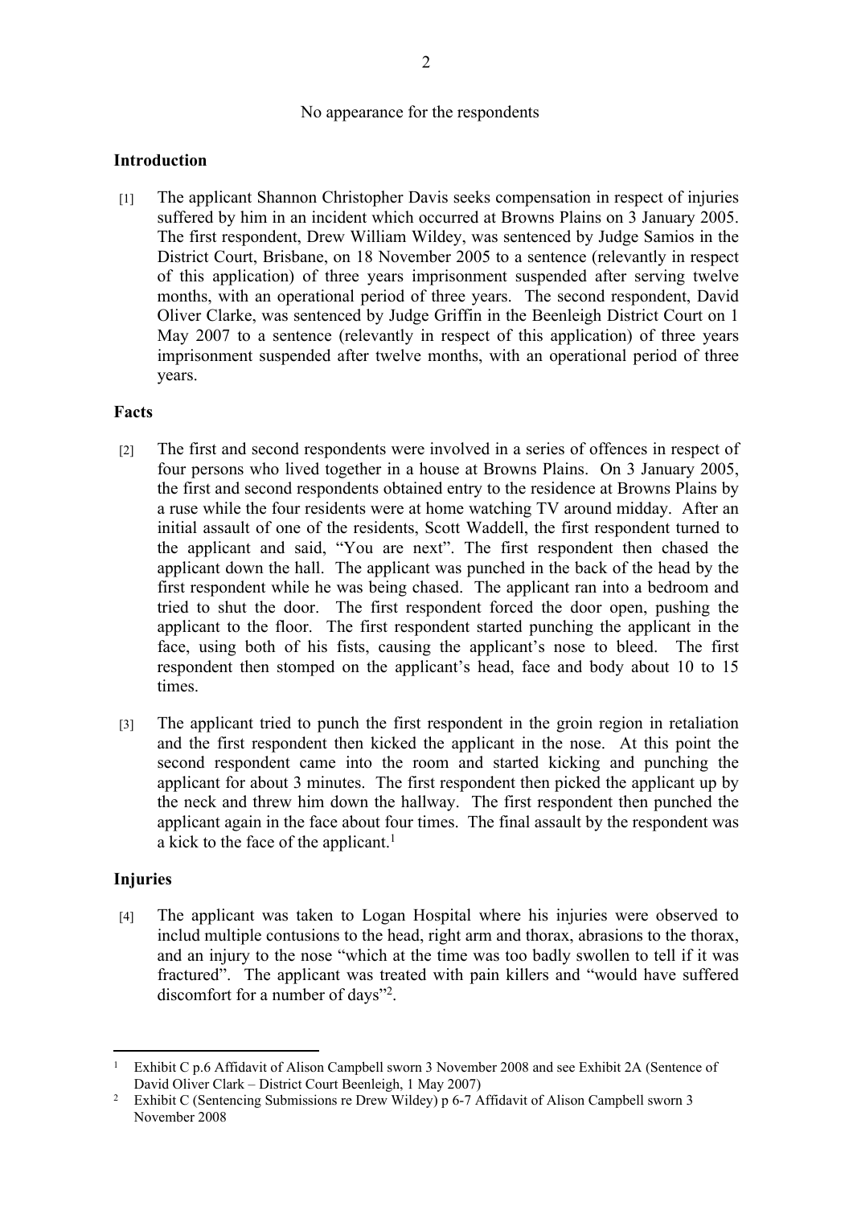No appearance for the respondents

## Introduction

[1] The applicant Shannon Christopher Davis seeks compensation in respect of injuries suffered by him in an incident which occurred at Browns Plains on 3 January 2005. The first respondent, Drew William Wildey, was sentenced by Judge Samios in the District Court, Brisbane, on 18 November 2005 to a sentence (relevantly in respect of this application) of three years imprisonment suspended after serving twelve months, with an operational period of three years. The second respondent, David Oliver Clarke, was sentenced by Judge Griffin in the Beenleigh District Court on 1 May 2007 to a sentence (relevantly in respect of this application) of three years imprisonment suspended after twelve months, with an operational period of three years.

## Facts

[2] The first and second respondents were involved in a series of offences in respect of four persons who lived together in a house at Browns Plains. On 3 January 2005, the first and second respondents obtained entry to the residence at Browns Plains by a ruse while the four residents were at home watching TV around midday. After an initial assault of one of the residents, Scott Waddell, the first respondent turned to the applicant and said, "You are next". The first respondent then chased the applicant down the hall. The applicant was punched in the back of the head by the first respondent while he was being chased. The applicant ran into a bedroom and tried to shut the door. The first respondent forced the door open, pushing the applicant to the floor. The first respondent started punching the applicant in the face, using both of his fists, causing the applicant's nose to bleed. The first respondent then stomped on the applicant's head, face and body about 10 to 15 times.

[3] The applicant tried to punch the first respondent in the groin region in retaliation and the first respondent then kicked the applicant in the nose. At this point the second respondent came into the room and started kicking and punching the applicant for about 3 minutes. The first respondent then picked the applicant up by the neck and threw him down the hallway. The first respondent then punched the applicant again in the face about four times. The final assault by the respondent was a kick to the face of the applicant.[1]

## Injuries

[4] The applicant was taken to Logan Hospital where his injuries were observed to includ multiple contusions to the head, right arm and thorax, abrasions to the thorax, and an injury to the nose "which at the time was too badly swollen to tell if it was fractured". The applicant was treated with pain killers and "would have suffered discomfort for a number of days"[2].

---

[1] Exhibit C p.6 Affidavit of Alison Campbell sworn 3 November 2008 and see Exhibit 2A (Sentence of David Oliver Clark – District Court Beenleigh, 1 May 2007)

[2] Exhibit C (Sentencing Submissions re Drew Wildey) p 6-7 Affidavit of Alison Campbell sworn 3 November 2008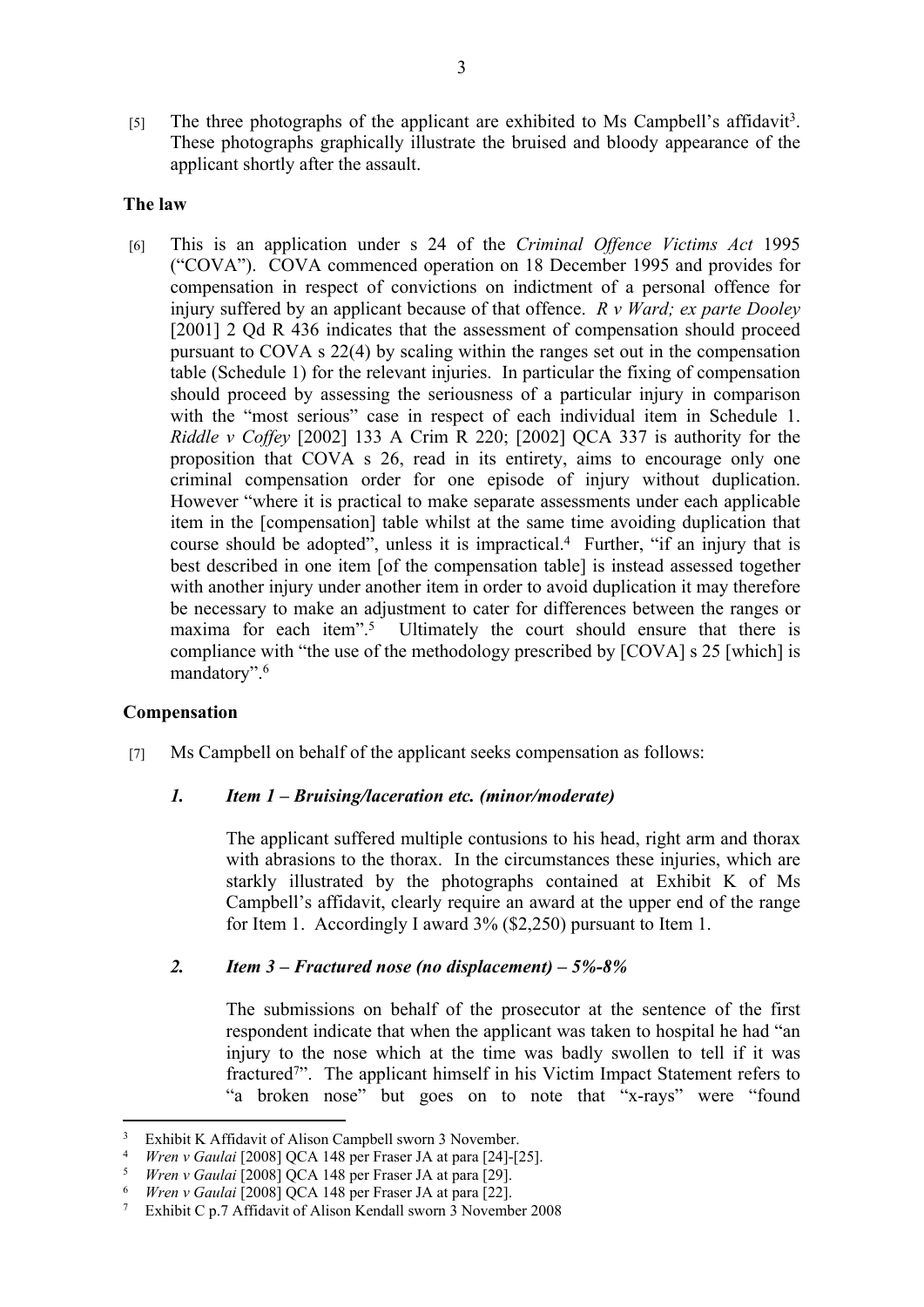[5] The three photographs of the applicant are exhibited to Ms Campbell's affidavit[3]. These photographs graphically illustrate the bruised and bloody appearance of the applicant shortly after the assault.

## The law

[6] This is an application under s 24 of the *Criminal Offence Victims Act* 1995 ("COVA"). COVA commenced operation on 18 December 1995 and provides for compensation in respect of convictions on indictment of a personal offence for injury suffered by an applicant because of that offence. *R v Ward; ex parte Dooley* [2001] 2 Qd R 436 indicates that the assessment of compensation should proceed pursuant to COVA s 22(4) by scaling within the ranges set out in the compensation table (Schedule 1) for the relevant injuries. In particular the fixing of compensation should proceed by assessing the seriousness of a particular injury in comparison with the "most serious" case in respect of each individual item in Schedule 1. *Riddle v Coffey* [2002] 133 A Crim R 220; [2002] QCA 337 is authority for the proposition that COVA s 26, read in its entirety, aims to encourage only one criminal compensation order for one episode of injury without duplication. However "where it is practical to make separate assessments under each applicable item in the [compensation] table whilst at the same time avoiding duplication that course should be adopted", unless it is impractical.[4] Further, "if an injury that is best described in one item [of the compensation table] is instead assessed together with another injury under another item in order to avoid duplication it may therefore be necessary to make an adjustment to cater for differences between the ranges or maxima for each item".[5] Ultimately the court should ensure that there is compliance with "the use of the methodology prescribed by [COVA] s 25 [which] is mandatory".[6]

## Compensation

[7] Ms Campbell on behalf of the applicant seeks compensation as follows:

### *1. Item 1 – Bruising/laceration etc. (minor/moderate)*

The applicant suffered multiple contusions to his head, right arm and thorax with abrasions to the thorax. In the circumstances these injuries, which are starkly illustrated by the photographs contained at Exhibit K of Ms Campbell's affidavit, clearly require an award at the upper end of the range for Item 1. Accordingly I award 3% ($2,250) pursuant to Item 1.

### *2. Item 3 – Fractured nose (no displacement) – 5%-8%*

The submissions on behalf of the prosecutor at the sentence of the first respondent indicate that when the applicant was taken to hospital he had "an injury to the nose which at the time was badly swollen to tell if it was fractured[7]". The applicant himself in his Victim Impact Statement refers to "a broken nose" but goes on to note that "x-rays" were "found

---

[3] Exhibit K Affidavit of Alison Campbell sworn 3 November.

[4] *Wren v Gaulai* [2008] QCA 148 per Fraser JA at para [24]-[25].

[5] *Wren v Gaulai* [2008] QCA 148 per Fraser JA at para [29].

[6] *Wren v Gaulai* [2008] QCA 148 per Fraser JA at para [22].

[7] Exhibit C p.7 Affidavit of Alison Kendall sworn 3 November 2008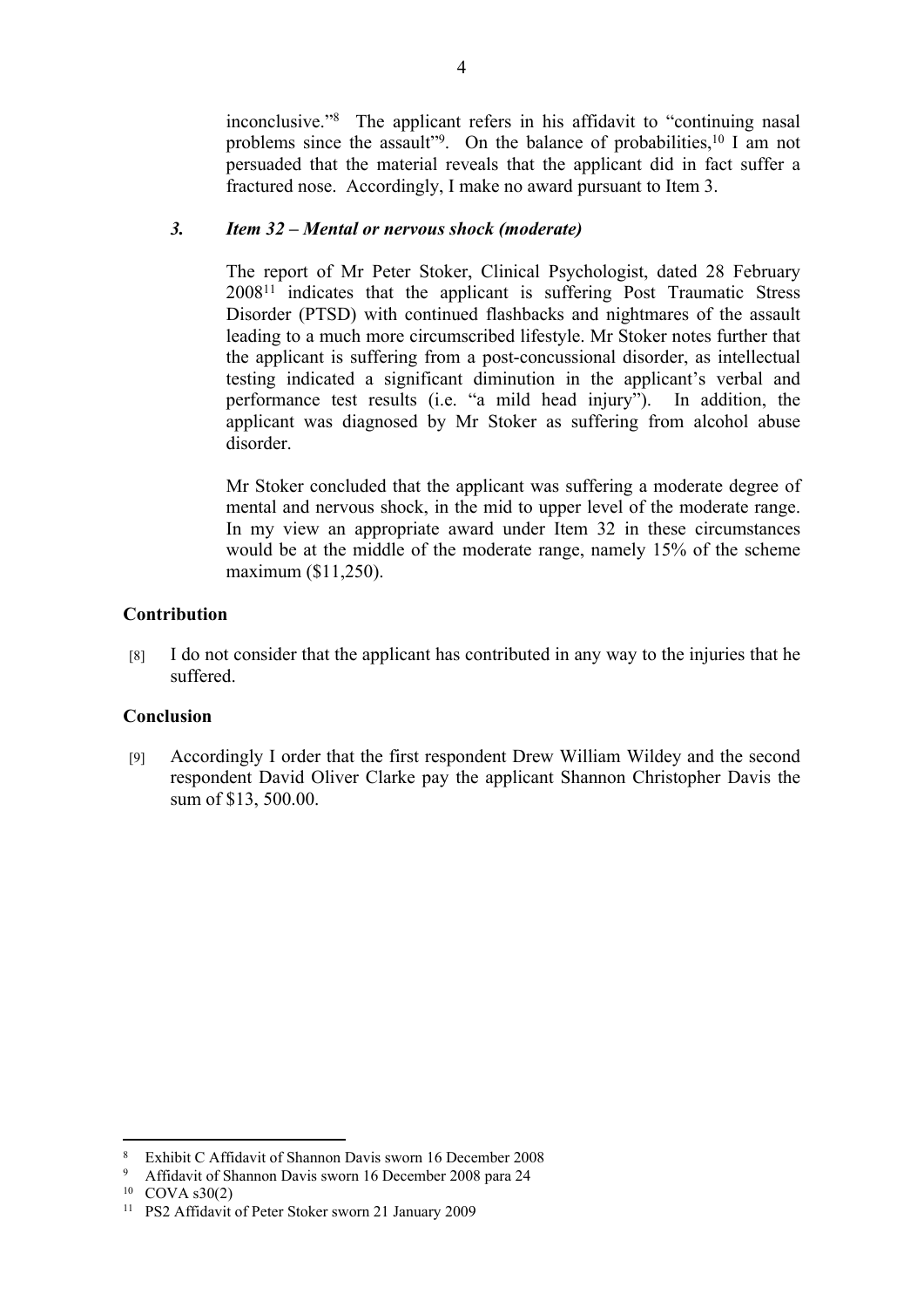inconclusive."[8] The applicant refers in his affidavit to "continuing nasal problems since the assault"[9]. On the balance of probabilities,[10] I am not persuaded that the material reveals that the applicant did in fact suffer a fractured nose. Accordingly, I make no award pursuant to Item 3.

### *3. Item 32 – Mental or nervous shock (moderate)*

The report of Mr Peter Stoker, Clinical Psychologist, dated 28 February 2008[11] indicates that the applicant is suffering Post Traumatic Stress Disorder (PTSD) with continued flashbacks and nightmares of the assault leading to a much more circumscribed lifestyle. Mr Stoker notes further that the applicant is suffering from a post-concussional disorder, as intellectual testing indicated a significant diminution in the applicant's verbal and performance test results (i.e. "a mild head injury"). In addition, the applicant was diagnosed by Mr Stoker as suffering from alcohol abuse disorder.

Mr Stoker concluded that the applicant was suffering a moderate degree of mental and nervous shock, in the mid to upper level of the moderate range. In my view an appropriate award under Item 32 in these circumstances would be at the middle of the moderate range, namely 15% of the scheme maximum ($11,250).

## Contribution

[8] I do not consider that the applicant has contributed in any way to the injuries that he suffered.

## Conclusion

[9] Accordingly I order that the first respondent Drew William Wildey and the second respondent David Oliver Clarke pay the applicant Shannon Christopher Davis the sum of $13, 500.00.

---

8 Exhibit C Affidavit of Shannon Davis sworn 16 December 2008
9 Affidavit of Shannon Davis sworn 16 December 2008 para 24
10 COVA s30(2)
11 PS2 Affidavit of Peter Stoker sworn 21 January 2009